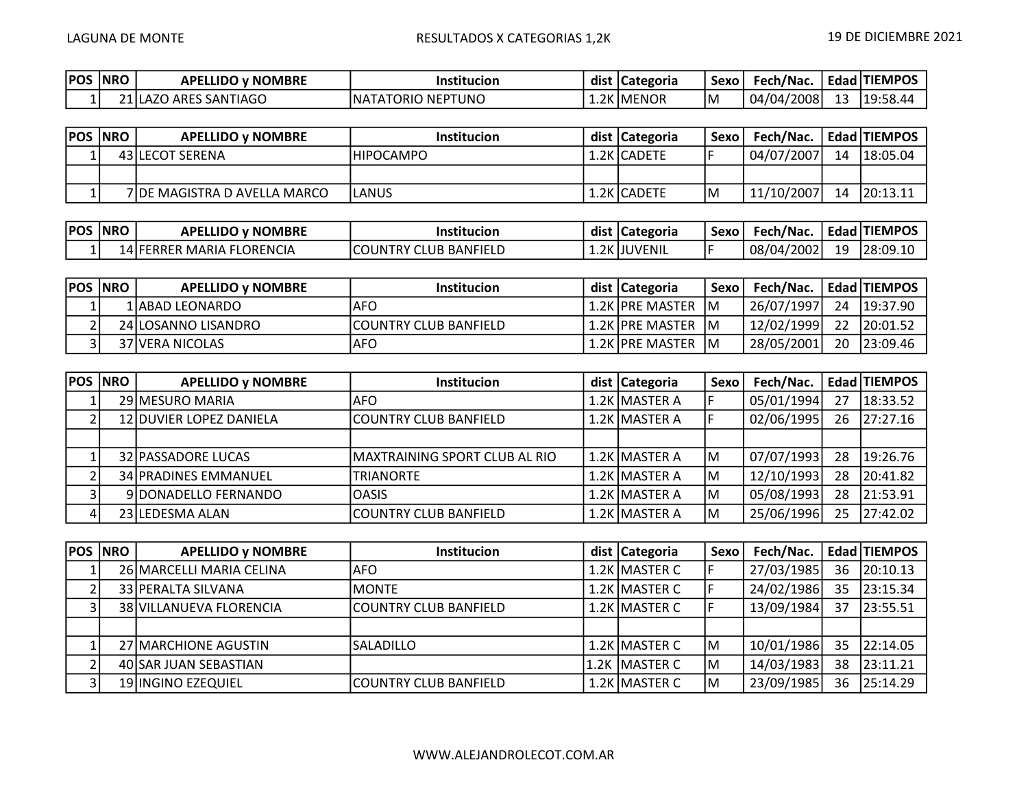LAGUNA DE MONTE — RESULTADOS X CATEGORIAS 1,2K — 19 DE DICIEMBRE 2021

| POS | NRO | APELLIDO y NOMBRE | Institucion | dist | Categoria | Sexo | Fech/Nac. | Edad | TIEMPOS |
|---|---|---|---|---|---|---|---|---|---|
| 1 | 21 | LAZO ARES SANTIAGO | NATATORIO NEPTUNO | 1.2K | MENOR | M | 04/04/2008 | 13 | 19:58.44 |

| POS | NRO | APELLIDO y NOMBRE | Institucion | dist | Categoria | Sexo | Fech/Nac. | Edad | TIEMPOS |
|---|---|---|---|---|---|---|---|---|---|
| 1 | 43 | LECOT SERENA | HIPOCAMPO | 1.2K | CADETE | F | 04/07/2007 | 14 | 18:05.04 |
| | | | | | | | | | |
| 1 | 7 | DE MAGISTRA D AVELLA MARCO | LANUS | 1.2K | CADETE | M | 11/10/2007 | 14 | 20:13.11 |

| POS | NRO | APELLIDO y NOMBRE | Institucion | dist | Categoria | Sexo | Fech/Nac. | Edad | TIEMPOS |
|---|---|---|---|---|---|---|---|---|---|
| 1 | 14 | FERRER MARIA FLORENCIA | COUNTRY CLUB BANFIELD | 1.2K | JUVENIL | F | 08/04/2002 | 19 | 28:09.10 |

| POS | NRO | APELLIDO y NOMBRE | Institucion | dist | Categoria | Sexo | Fech/Nac. | Edad | TIEMPOS |
|---|---|---|---|---|---|---|---|---|---|
| 1 | 1 | ABAD LEONARDO | AFO | 1.2K | PRE MASTER | M | 26/07/1997 | 24 | 19:37.90 |
| 2 | 24 | LOSANNO LISANDRO | COUNTRY CLUB BANFIELD | 1.2K | PRE MASTER | M | 12/02/1999 | 22 | 20:01.52 |
| 3 | 37 | VERA NICOLAS | AFO | 1.2K | PRE MASTER | M | 28/05/2001 | 20 | 23:09.46 |

| POS | NRO | APELLIDO y NOMBRE | Institucion | dist | Categoria | Sexo | Fech/Nac. | Edad | TIEMPOS |
|---|---|---|---|---|---|---|---|---|---|
| 1 | 29 | MESURO MARIA | AFO | 1.2K | MASTER A | F | 05/01/1994 | 27 | 18:33.52 |
| 2 | 12 | DUVIER LOPEZ DANIELA | COUNTRY CLUB BANFIELD | 1.2K | MASTER A | F | 02/06/1995 | 26 | 27:27.16 |
| | | | | | | | | | |
| 1 | 32 | PASSADORE LUCAS | MAXTRAINING SPORT CLUB AL RIO | 1.2K | MASTER A | M | 07/07/1993 | 28 | 19:26.76 |
| 2 | 34 | PRADINES EMMANUEL | TRIANORTE | 1.2K | MASTER A | M | 12/10/1993 | 28 | 20:41.82 |
| 3 | 9 | DONADELLO FERNANDO | OASIS | 1.2K | MASTER A | M | 05/08/1993 | 28 | 21:53.91 |
| 4 | 23 | LEDESMA ALAN | COUNTRY CLUB BANFIELD | 1.2K | MASTER A | M | 25/06/1996 | 25 | 27:42.02 |

| POS | NRO | APELLIDO y NOMBRE | Institucion | dist | Categoria | Sexo | Fech/Nac. | Edad | TIEMPOS |
|---|---|---|---|---|---|---|---|---|---|
| 1 | 26 | MARCELLI MARIA CELINA | AFO | 1.2K | MASTER C | F | 27/03/1985 | 36 | 20:10.13 |
| 2 | 33 | PERALTA SILVANA | MONTE | 1.2K | MASTER C | F | 24/02/1986 | 35 | 23:15.34 |
| 3 | 38 | VILLANUEVA FLORENCIA | COUNTRY CLUB BANFIELD | 1.2K | MASTER C | F | 13/09/1984 | 37 | 23:55.51 |
| | | | | | | | | | |
| 1 | 27 | MARCHIONE AGUSTIN | SALADILLO | 1.2K | MASTER C | M | 10/01/1986 | 35 | 22:14.05 |
| 2 | 40 | SAR JUAN SEBASTIAN | | 1.2K | MASTER C | M | 14/03/1983 | 38 | 23:11.21 |
| 3 | 19 | INGINO EZEQUIEL | COUNTRY CLUB BANFIELD | 1.2K | MASTER C | M | 23/09/1985 | 36 | 25:14.29 |

WWW.ALEJANDROLECOT.COM.AR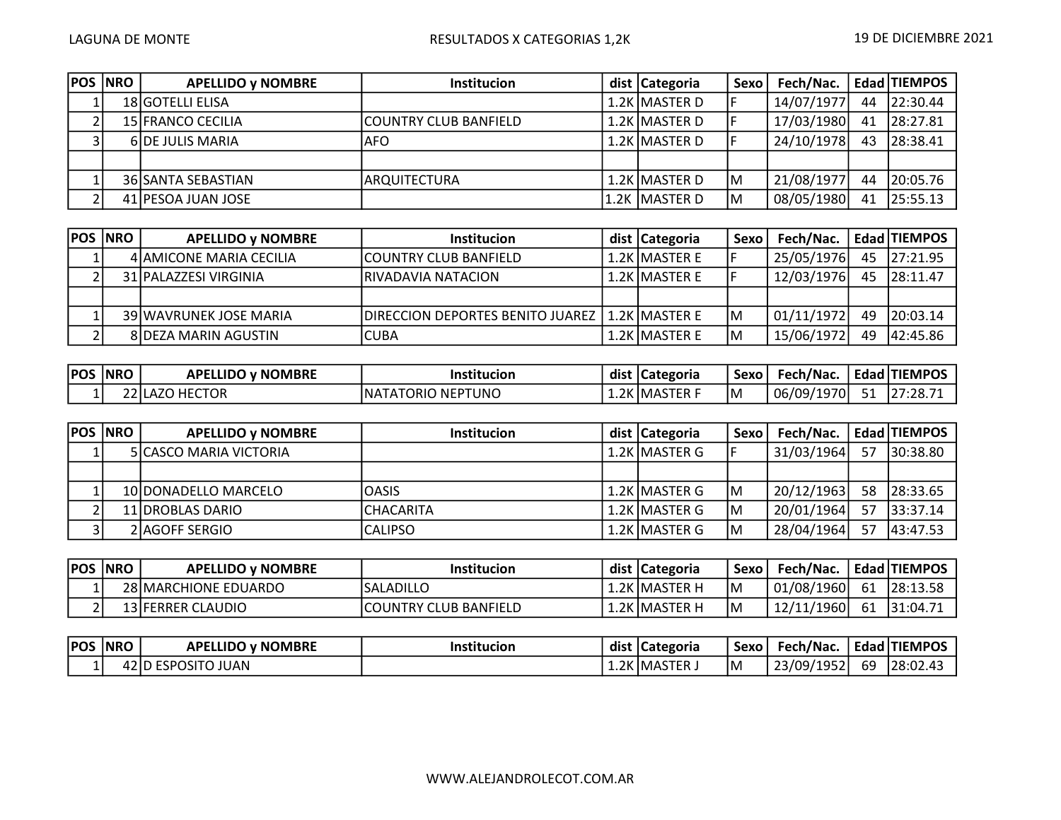LAGUNA DE MONTE — RESULTADOS X CATEGORIAS 1,2K — 19 DE DICIEMBRE 2021

| POS | NRO | APELLIDO y NOMBRE | Institucion | dist | Categoria | Sexo | Fech/Nac. | Edad | TIEMPOS |
|---|---|---|---|---|---|---|---|---|---|
| 1 | 18 | GOTELLI ELISA | | 1.2K | MASTER D | F | 14/07/1977 | 44 | 22:30.44 |
| 2 | 15 | FRANCO CECILIA | COUNTRY CLUB BANFIELD | 1.2K | MASTER D | F | 17/03/1980 | 41 | 28:27.81 |
| 3 | 6 | DE JULIS MARIA | AFO | 1.2K | MASTER D | F | 24/10/1978 | 43 | 28:38.41 |
| | | | | | | | | | |
| 1 | 36 | SANTA SEBASTIAN | ARQUITECTURA | 1.2K | MASTER D | M | 21/08/1977 | 44 | 20:05.76 |
| 2 | 41 | PESOA JUAN JOSE | | 1.2K | MASTER D | M | 08/05/1980 | 41 | 25:55.13 |

| POS | NRO | APELLIDO y NOMBRE | Institucion | dist | Categoria | Sexo | Fech/Nac. | Edad | TIEMPOS |
|---|---|---|---|---|---|---|---|---|---|
| 1 | 4 | AMICONE MARIA CECILIA | COUNTRY CLUB BANFIELD | 1.2K | MASTER E | F | 25/05/1976 | 45 | 27:21.95 |
| 2 | 31 | PALAZZESI VIRGINIA | RIVADAVIA NATACION | 1.2K | MASTER E | F | 12/03/1976 | 45 | 28:11.47 |
| | | | | | | | | | |
| 1 | 39 | WAVRUNEK JOSE MARIA | DIRECCION DEPORTES BENITO JUAREZ | 1.2K | MASTER E | M | 01/11/1972 | 49 | 20:03.14 |
| 2 | 8 | DEZA MARIN AGUSTIN | CUBA | 1.2K | MASTER E | M | 15/06/1972 | 49 | 42:45.86 |

| POS | NRO | APELLIDO y NOMBRE | Institucion | dist | Categoria | Sexo | Fech/Nac. | Edad | TIEMPOS |
|---|---|---|---|---|---|---|---|---|---|
| 1 | 22 | LAZO HECTOR | NATATORIO NEPTUNO | 1.2K | MASTER F | M | 06/09/1970 | 51 | 27:28.71 |

| POS | NRO | APELLIDO y NOMBRE | Institucion | dist | Categoria | Sexo | Fech/Nac. | Edad | TIEMPOS |
|---|---|---|---|---|---|---|---|---|---|
| 1 | 5 | CASCO MARIA VICTORIA | | 1.2K | MASTER G | F | 31/03/1964 | 57 | 30:38.80 |
| | | | | | | | | | |
| 1 | 10 | DONADELLO MARCELO | OASIS | 1.2K | MASTER G | M | 20/12/1963 | 58 | 28:33.65 |
| 2 | 11 | DROBLAS DARIO | CHACARITA | 1.2K | MASTER G | M | 20/01/1964 | 57 | 33:37.14 |
| 3 | 2 | AGOFF SERGIO | CALIPSO | 1.2K | MASTER G | M | 28/04/1964 | 57 | 43:47.53 |

| POS | NRO | APELLIDO y NOMBRE | Institucion | dist | Categoria | Sexo | Fech/Nac. | Edad | TIEMPOS |
|---|---|---|---|---|---|---|---|---|---|
| 1 | 28 | MARCHIONE EDUARDO | SALADILLO | 1.2K | MASTER H | M | 01/08/1960 | 61 | 28:13.58 |
| 2 | 13 | FERRER CLAUDIO | COUNTRY CLUB BANFIELD | 1.2K | MASTER H | M | 12/11/1960 | 61 | 31:04.71 |

| POS | NRO | APELLIDO y NOMBRE | Institucion | dist | Categoria | Sexo | Fech/Nac. | Edad | TIEMPOS |
|---|---|---|---|---|---|---|---|---|---|
| 1 | 42 | D ESPOSITO JUAN | | 1.2K | MASTER J | M | 23/09/1952 | 69 | 28:02.43 |